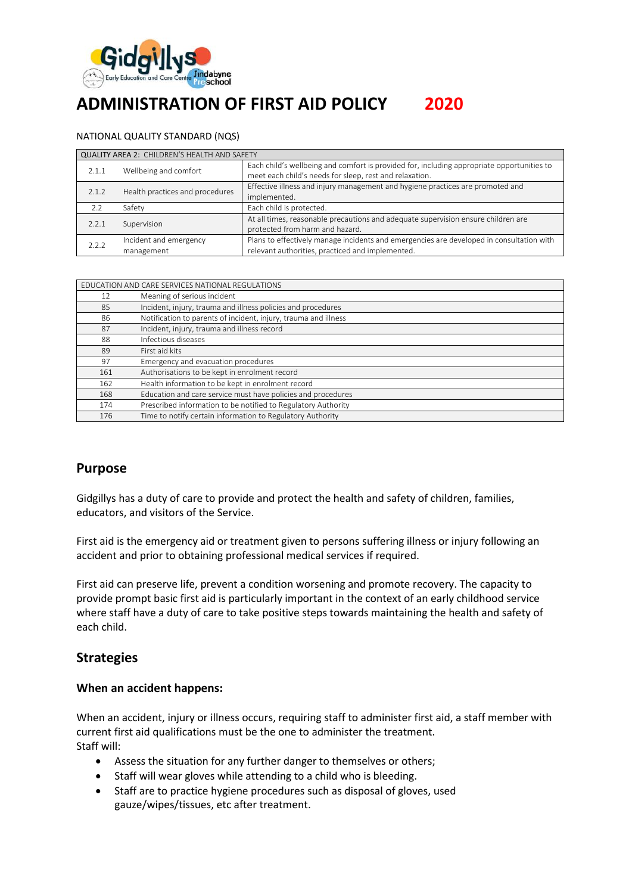# ADMINISTRATION OF FIRST AID POLICY 2020

NATIONAL QUALITY STANDARD (NQS)

| QUALITY AREA 2: CHILDREN'S HEALTH AND SAFETY | | |
|---|---|---|
| 2.1.1 | Wellbeing and comfort | Each child's wellbeing and comfort is provided for, including appropriate opportunities to meet each child's needs for sleep, rest and relaxation. |
| 2.1.2 | Health practices and procedures | Effective illness and injury management and hygiene practices are promoted and implemented. |
| 2.2 | Safety | Each child is protected. |
| 2.2.1 | Supervision | At all times, reasonable precautions and adequate supervision ensure children are protected from harm and hazard. |
| 2.2.2 | Incident and emergency management | Plans to effectively manage incidents and emergencies are developed in consultation with relevant authorities, practiced and implemented. |

| EDUCATION AND CARE SERVICES NATIONAL REGULATIONS | |
|---|---|
| 12 | Meaning of serious incident |
| 85 | Incident, injury, trauma and illness policies and procedures |
| 86 | Notification to parents of incident, injury, trauma and illness |
| 87 | Incident, injury, trauma and illness record |
| 88 | Infectious diseases |
| 89 | First aid kits |
| 97 | Emergency and evacuation procedures |
| 161 | Authorisations to be kept in enrolment record |
| 162 | Health information to be kept in enrolment record |
| 168 | Education and care service must have policies and procedures |
| 174 | Prescribed information to be notified to Regulatory Authority |
| 176 | Time to notify certain information to Regulatory Authority |

## Purpose

Gidgillys has a duty of care to provide and protect the health and safety of children, families, educators, and visitors of the Service.

First aid is the emergency aid or treatment given to persons suffering illness or injury following an accident and prior to obtaining professional medical services if required.

First aid can preserve life, prevent a condition worsening and promote recovery. The capacity to provide prompt basic first aid is particularly important in the context of an early childhood service where staff have a duty of care to take positive steps towards maintaining the health and safety of each child.

## Strategies

### When an accident happens:

When an accident, injury or illness occurs, requiring staff to administer first aid, a staff member with current first aid qualifications must be the one to administer the treatment.
Staff will:

- Assess the situation for any further danger to themselves or others;
- Staff will wear gloves while attending to a child who is bleeding.
- Staff are to practice hygiene procedures such as disposal of gloves, used gauze/wipes/tissues, etc after treatment.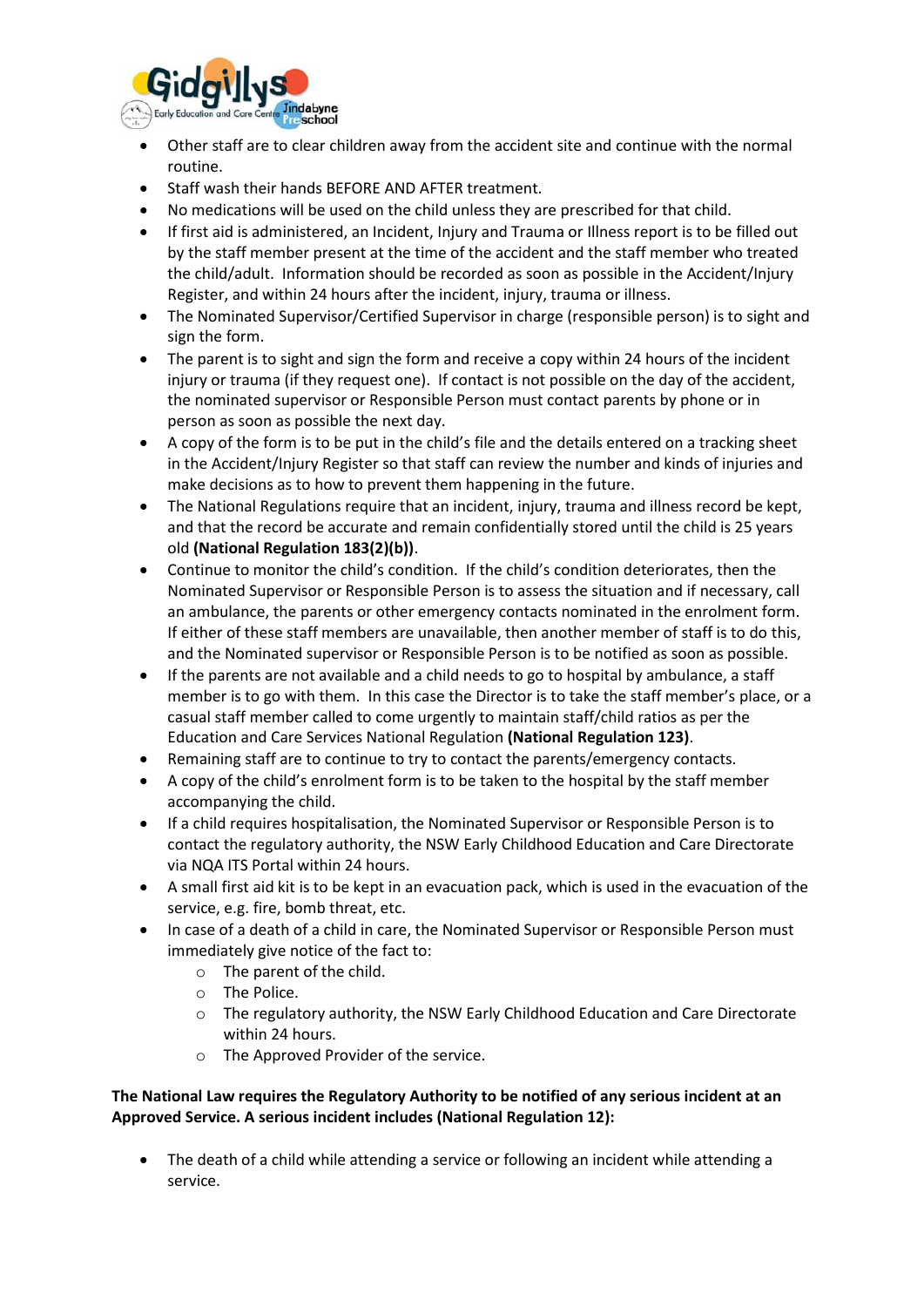- Other staff are to clear children away from the accident site and continue with the normal routine.
- Staff wash their hands BEFORE AND AFTER treatment.
- No medications will be used on the child unless they are prescribed for that child.
- If first aid is administered, an Incident, Injury and Trauma or Illness report is to be filled out by the staff member present at the time of the accident and the staff member who treated the child/adult. Information should be recorded as soon as possible in the Accident/Injury Register, and within 24 hours after the incident, injury, trauma or illness.
- The Nominated Supervisor/Certified Supervisor in charge (responsible person) is to sight and sign the form.
- The parent is to sight and sign the form and receive a copy within 24 hours of the incident injury or trauma (if they request one). If contact is not possible on the day of the accident, the nominated supervisor or Responsible Person must contact parents by phone or in person as soon as possible the next day.
- A copy of the form is to be put in the child's file and the details entered on a tracking sheet in the Accident/Injury Register so that staff can review the number and kinds of injuries and make decisions as to how to prevent them happening in the future.
- The National Regulations require that an incident, injury, trauma and illness record be kept, and that the record be accurate and remain confidentially stored until the child is 25 years old **(National Regulation 183(2)(b))**.
- Continue to monitor the child's condition. If the child's condition deteriorates, then the Nominated Supervisor or Responsible Person is to assess the situation and if necessary, call an ambulance, the parents or other emergency contacts nominated in the enrolment form. If either of these staff members are unavailable, then another member of staff is to do this, and the Nominated supervisor or Responsible Person is to be notified as soon as possible.
- If the parents are not available and a child needs to go to hospital by ambulance, a staff member is to go with them. In this case the Director is to take the staff member's place, or a casual staff member called to come urgently to maintain staff/child ratios as per the Education and Care Services National Regulation **(National Regulation 123)**.
- Remaining staff are to continue to try to contact the parents/emergency contacts.
- A copy of the child's enrolment form is to be taken to the hospital by the staff member accompanying the child.
- If a child requires hospitalisation, the Nominated Supervisor or Responsible Person is to contact the regulatory authority, the NSW Early Childhood Education and Care Directorate via NQA ITS Portal within 24 hours.
- A small first aid kit is to be kept in an evacuation pack, which is used in the evacuation of the service, e.g. fire, bomb threat, etc.
- In case of a death of a child in care, the Nominated Supervisor or Responsible Person must immediately give notice of the fact to:
  - The parent of the child.
  - The Police.
  - The regulatory authority, the NSW Early Childhood Education and Care Directorate within 24 hours.
  - The Approved Provider of the service.

**The National Law requires the Regulatory Authority to be notified of any serious incident at an Approved Service. A serious incident includes (National Regulation 12):**

- The death of a child while attending a service or following an incident while attending a service.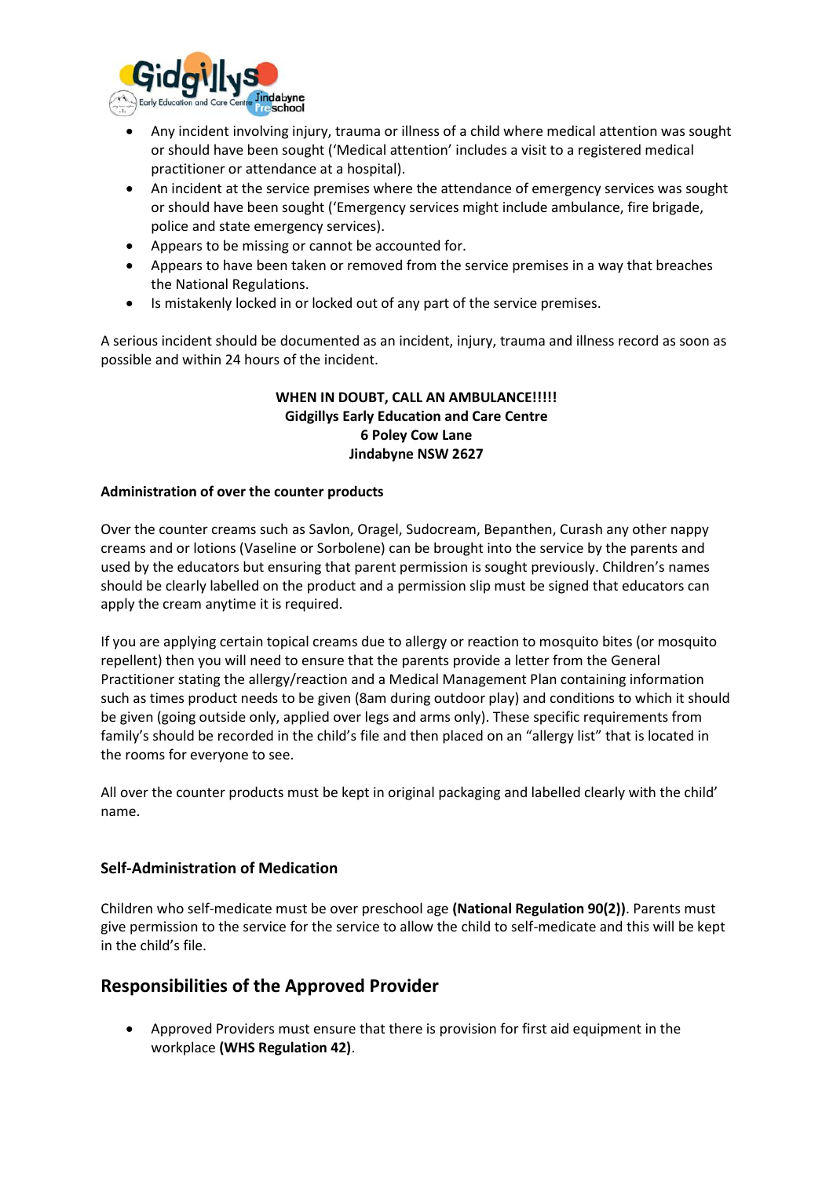- Any incident involving injury, trauma or illness of a child where medical attention was sought or should have been sought ('Medical attention' includes a visit to a registered medical practitioner or attendance at a hospital).
- An incident at the service premises where the attendance of emergency services was sought or should have been sought ('Emergency services might include ambulance, fire brigade, police and state emergency services).
- Appears to be missing or cannot be accounted for.
- Appears to have been taken or removed from the service premises in a way that breaches the National Regulations.
- Is mistakenly locked in or locked out of any part of the service premises.

A serious incident should be documented as an incident, injury, trauma and illness record as soon as possible and within 24 hours of the incident.

**WHEN IN DOUBT, CALL AN AMBULANCE!!!!!**
**Gidgillys Early Education and Care Centre**
**6 Poley Cow Lane**
**Jindabyne NSW 2627**

**Administration of over the counter products**

Over the counter creams such as Savlon, Oragel, Sudocream, Bepanthen, Curash any other nappy creams and or lotions (Vaseline or Sorbolene) can be brought into the service by the parents and used by the educators but ensuring that parent permission is sought previously. Children's names should be clearly labelled on the product and a permission slip must be signed that educators can apply the cream anytime it is required.

If you are applying certain topical creams due to allergy or reaction to mosquito bites (or mosquito repellent) then you will need to ensure that the parents provide a letter from the General Practitioner stating the allergy/reaction and a Medical Management Plan containing information such as times product needs to be given (8am during outdoor play) and conditions to which it should be given (going outside only, applied over legs and arms only). These specific requirements from family's should be recorded in the child's file and then placed on an "allergy list" that is located in the rooms for everyone to see.

All over the counter products must be kept in original packaging and labelled clearly with the child' name.

### Self-Administration of Medication

Children who self-medicate must be over preschool age **(National Regulation 90(2))**. Parents must give permission to the service for the service to allow the child to self-medicate and this will be kept in the child's file.

## Responsibilities of the Approved Provider

- Approved Providers must ensure that there is provision for first aid equipment in the workplace **(WHS Regulation 42)**.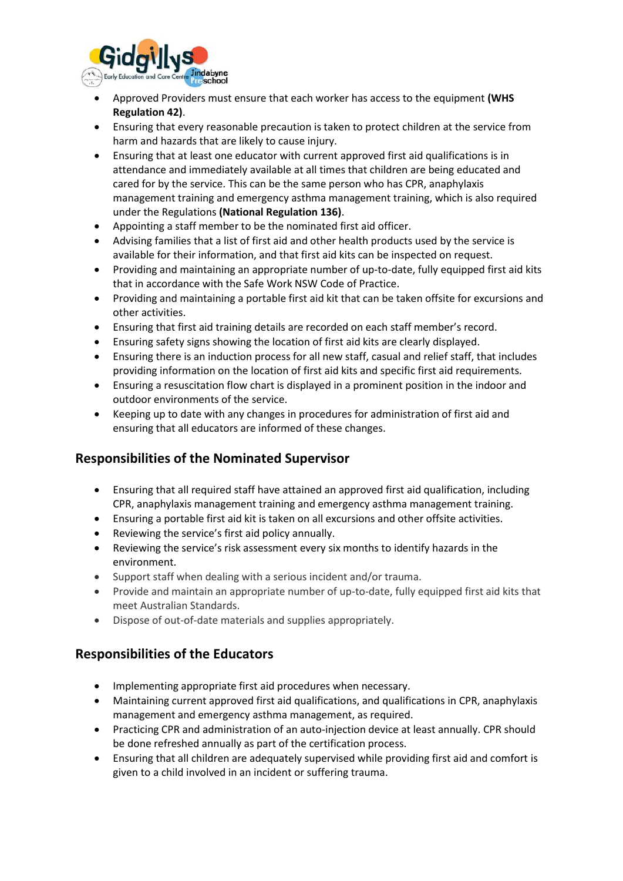- Approved Providers must ensure that each worker has access to the equipment **(WHS Regulation 42)**.
- Ensuring that every reasonable precaution is taken to protect children at the service from harm and hazards that are likely to cause injury.
- Ensuring that at least one educator with current approved first aid qualifications is in attendance and immediately available at all times that children are being educated and cared for by the service. This can be the same person who has CPR, anaphylaxis management training and emergency asthma management training, which is also required under the Regulations **(National Regulation 136)**.
- Appointing a staff member to be the nominated first aid officer.
- Advising families that a list of first aid and other health products used by the service is available for their information, and that first aid kits can be inspected on request.
- Providing and maintaining an appropriate number of up-to-date, fully equipped first aid kits that in accordance with the Safe Work NSW Code of Practice.
- Providing and maintaining a portable first aid kit that can be taken offsite for excursions and other activities.
- Ensuring that first aid training details are recorded on each staff member's record.
- Ensuring safety signs showing the location of first aid kits are clearly displayed.
- Ensuring there is an induction process for all new staff, casual and relief staff, that includes providing information on the location of first aid kits and specific first aid requirements.
- Ensuring a resuscitation flow chart is displayed in a prominent position in the indoor and outdoor environments of the service.
- Keeping up to date with any changes in procedures for administration of first aid and ensuring that all educators are informed of these changes.

## Responsibilities of the Nominated Supervisor

- Ensuring that all required staff have attained an approved first aid qualification, including CPR, anaphylaxis management training and emergency asthma management training.
- Ensuring a portable first aid kit is taken on all excursions and other offsite activities.
- Reviewing the service's first aid policy annually.
- Reviewing the service's risk assessment every six months to identify hazards in the environment.
- Support staff when dealing with a serious incident and/or trauma.
- Provide and maintain an appropriate number of up-to-date, fully equipped first aid kits that meet Australian Standards.
- Dispose of out-of-date materials and supplies appropriately.

## Responsibilities of the Educators

- Implementing appropriate first aid procedures when necessary.
- Maintaining current approved first aid qualifications, and qualifications in CPR, anaphylaxis management and emergency asthma management, as required.
- Practicing CPR and administration of an auto-injection device at least annually. CPR should be done refreshed annually as part of the certification process.
- Ensuring that all children are adequately supervised while providing first aid and comfort is given to a child involved in an incident or suffering trauma.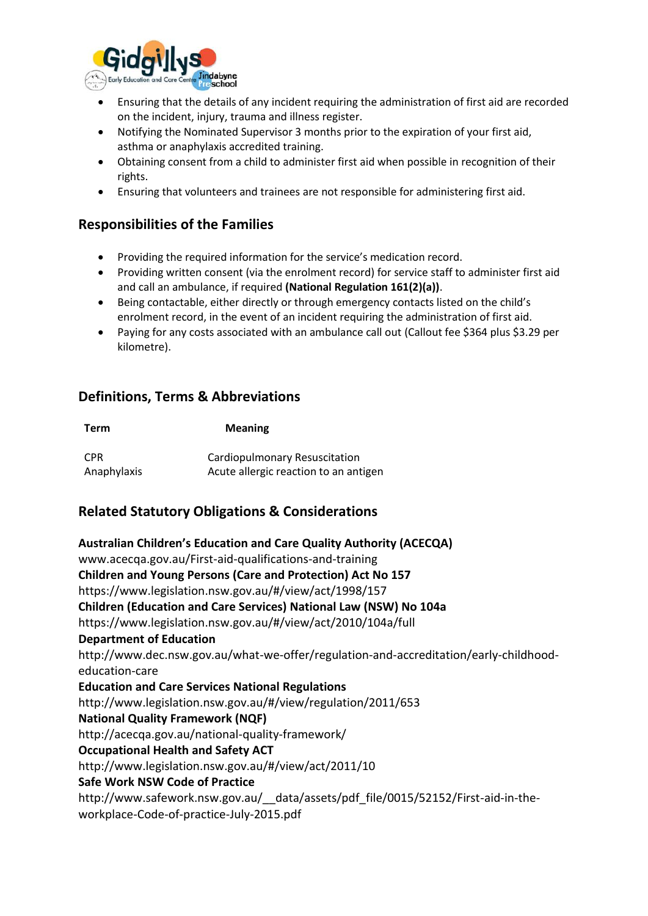- Ensuring that the details of any incident requiring the administration of first aid are recorded on the incident, injury, trauma and illness register.
- Notifying the Nominated Supervisor 3 months prior to the expiration of your first aid, asthma or anaphylaxis accredited training.
- Obtaining consent from a child to administer first aid when possible in recognition of their rights.
- Ensuring that volunteers and trainees are not responsible for administering first aid.

## Responsibilities of the Families

- Providing the required information for the service's medication record.
- Providing written consent (via the enrolment record) for service staff to administer first aid and call an ambulance, if required **(National Regulation 161(2)(a))**.
- Being contactable, either directly or through emergency contacts listed on the child's enrolment record, in the event of an incident requiring the administration of first aid.
- Paying for any costs associated with an ambulance call out (Callout fee $364 plus $3.29 per kilometre).

## Definitions, Terms & Abbreviations

| Term | Meaning |
| --- | --- |
| CPR | Cardiopulmonary Resuscitation |
| Anaphylaxis | Acute allergic reaction to an antigen |

## Related Statutory Obligations & Considerations

**Australian Children's Education and Care Quality Authority (ACECQA)**
www.acecqa.gov.au/First-aid-qualifications-and-training
**Children and Young Persons (Care and Protection) Act No 157**
https://www.legislation.nsw.gov.au/#/view/act/1998/157
**Children (Education and Care Services) National Law (NSW) No 104a**
https://www.legislation.nsw.gov.au/#/view/act/2010/104a/full
**Department of Education**
http://www.dec.nsw.gov.au/what-we-offer/regulation-and-accreditation/early-childhood-education-care
**Education and Care Services National Regulations**
http://www.legislation.nsw.gov.au/#/view/regulation/2011/653
**National Quality Framework (NQF)**
http://acecqa.gov.au/national-quality-framework/
**Occupational Health and Safety ACT**
http://www.legislation.nsw.gov.au/#/view/act/2011/10
**Safe Work NSW Code of Practice**
http://www.safework.nsw.gov.au/__data/assets/pdf_file/0015/52152/First-aid-in-the-workplace-Code-of-practice-July-2015.pdf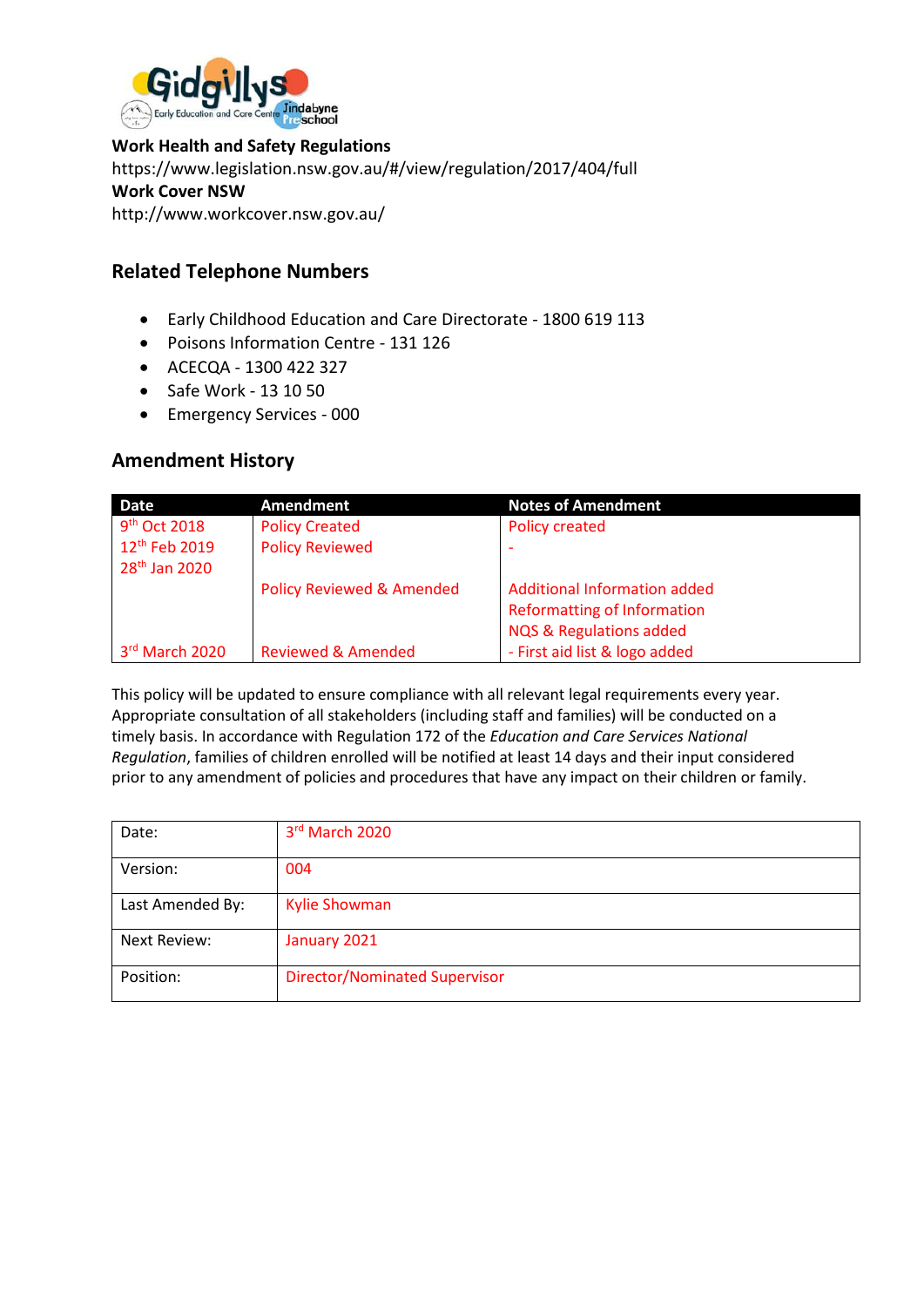**Work Health and Safety Regulations**
https://www.legislation.nsw.gov.au/#/view/regulation/2017/404/full
**Work Cover NSW**
http://www.workcover.nsw.gov.au/

## Related Telephone Numbers

- Early Childhood Education and Care Directorate - 1800 619 113
- Poisons Information Centre - 131 126
- ACECQA - 1300 422 327
- Safe Work - 13 10 50
- Emergency Services - 000

## Amendment History

| Date | Amendment | Notes of Amendment |
|---|---|---|
| 9th Oct 2018 | Policy Created | Policy created |
| 12th Feb 2019 | Policy Reviewed | - |
| 28th Jan 2020 | Policy Reviewed & Amended | Additional Information added<br>Reformatting of Information<br>NQS & Regulations added |
| 3rd March 2020 | Reviewed & Amended | - First aid list & logo added |

This policy will be updated to ensure compliance with all relevant legal requirements every year. Appropriate consultation of all stakeholders (including staff and families) will be conducted on a timely basis. In accordance with Regulation 172 of the *Education and Care Services National Regulation*, families of children enrolled will be notified at least 14 days and their input considered prior to any amendment of policies and procedures that have any impact on their children or family.

| | |
|---|---|
| Date: | 3rd March 2020 |
| Version: | 004 |
| Last Amended By: | Kylie Showman |
| Next Review: | January 2021 |
| Position: | Director/Nominated Supervisor |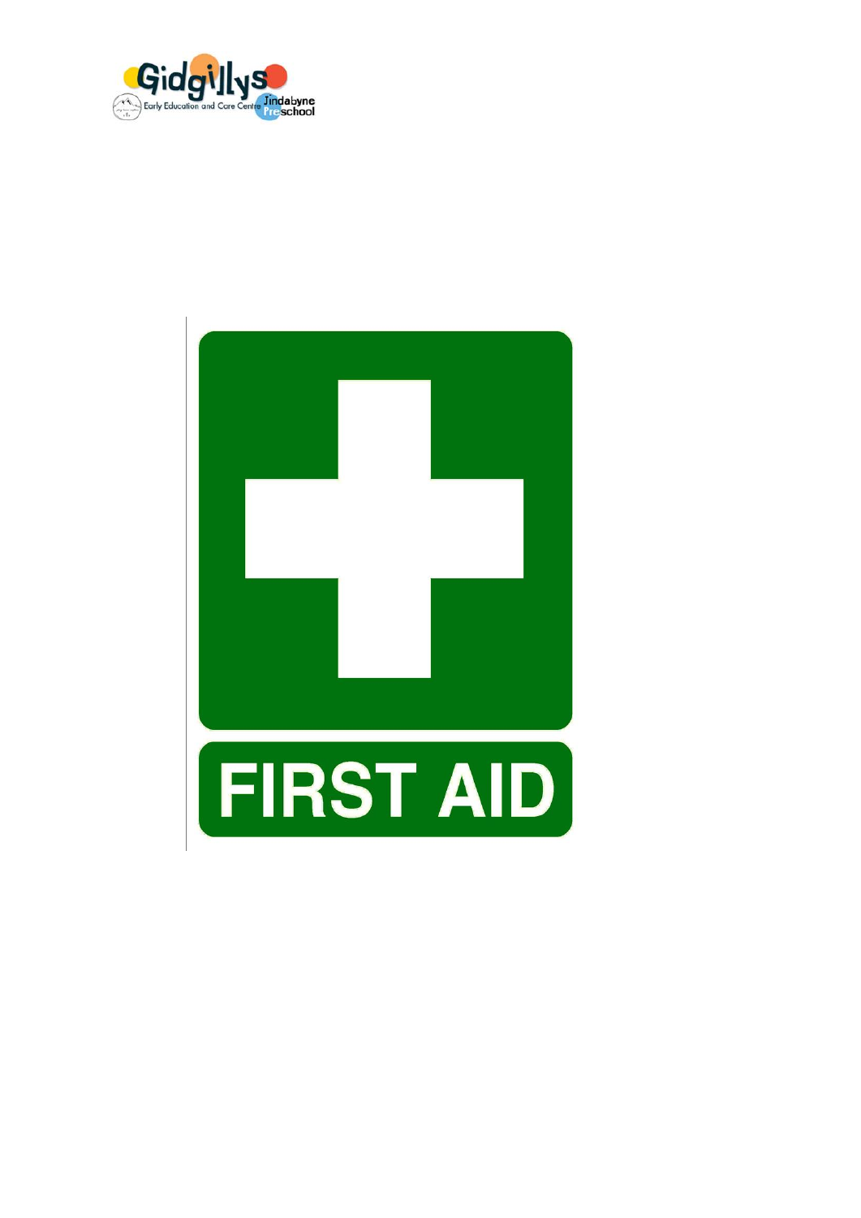FIRST AID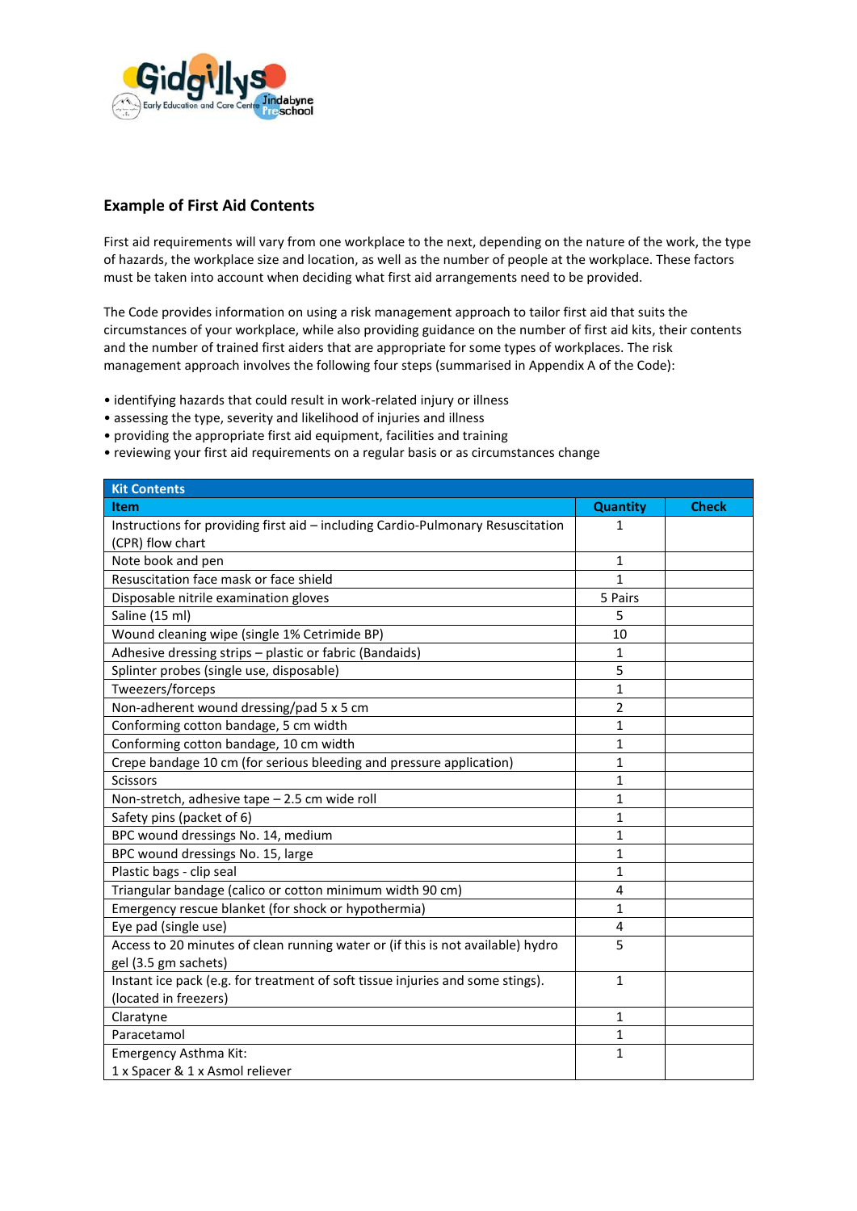## Example of First Aid Contents

First aid requirements will vary from one workplace to the next, depending on the nature of the work, the type of hazards, the workplace size and location, as well as the number of people at the workplace. These factors must be taken into account when deciding what first aid arrangements need to be provided.

The Code provides information on using a risk management approach to tailor first aid that suits the circumstances of your workplace, while also providing guidance on the number of first aid kits, their contents and the number of trained first aiders that are appropriate for some types of workplaces. The risk management approach involves the following four steps (summarised in Appendix A of the Code):

- identifying hazards that could result in work-related injury or illness
- assessing the type, severity and likelihood of injuries and illness
- providing the appropriate first aid equipment, facilities and training
- reviewing your first aid requirements on a regular basis or as circumstances change

| Kit Contents | | |
|---|---|---|
| **Item** | **Quantity** | **Check** |
| Instructions for providing first aid – including Cardio-Pulmonary Resuscitation (CPR) flow chart | 1 | |
| Note book and pen | 1 | |
| Resuscitation face mask or face shield | 1 | |
| Disposable nitrile examination gloves | 5 Pairs | |
| Saline (15 ml) | 5 | |
| Wound cleaning wipe (single 1% Cetrimide BP) | 10 | |
| Adhesive dressing strips – plastic or fabric (Bandaids) | 1 | |
| Splinter probes (single use, disposable) | 5 | |
| Tweezers/forceps | 1 | |
| Non-adherent wound dressing/pad 5 x 5 cm | 2 | |
| Conforming cotton bandage, 5 cm width | 1 | |
| Conforming cotton bandage, 10 cm width | 1 | |
| Crepe bandage 10 cm (for serious bleeding and pressure application) | 1 | |
| Scissors | 1 | |
| Non-stretch, adhesive tape – 2.5 cm wide roll | 1 | |
| Safety pins (packet of 6) | 1 | |
| BPC wound dressings No. 14, medium | 1 | |
| BPC wound dressings No. 15, large | 1 | |
| Plastic bags - clip seal | 1 | |
| Triangular bandage (calico or cotton minimum width 90 cm) | 4 | |
| Emergency rescue blanket (for shock or hypothermia) | 1 | |
| Eye pad (single use) | 4 | |
| Access to 20 minutes of clean running water or (if this is not available) hydro gel (3.5 gm sachets) | 5 | |
| Instant ice pack (e.g. for treatment of soft tissue injuries and some stings). (located in freezers) | 1 | |
| Claratyne | 1 | |
| Paracetamol | 1 | |
| Emergency Asthma Kit: 1 x Spacer & 1 x Asmol reliever | 1 | |